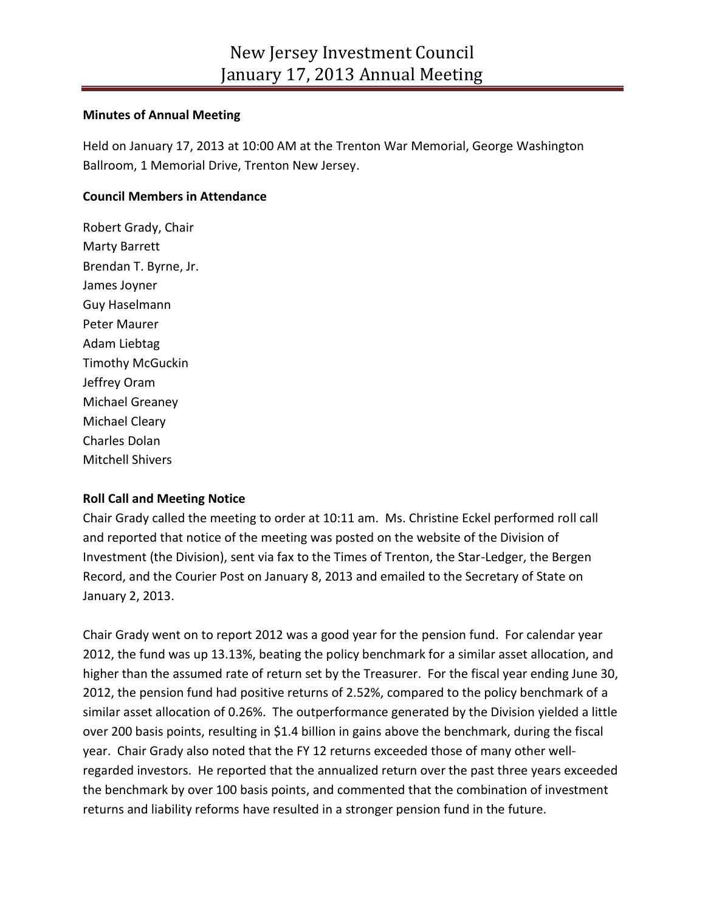# New Jersey Investment Council
# January 17, 2013 Annual Meeting

**Minutes of Annual Meeting**

Held on January 17, 2013 at 10:00 AM at the Trenton War Memorial, George Washington Ballroom, 1 Memorial Drive, Trenton New Jersey.

**Council Members in Attendance**

Robert Grady, Chair
Marty Barrett
Brendan T. Byrne, Jr.
James Joyner
Guy Haselmann
Peter Maurer
Adam Liebtag
Timothy McGuckin
Jeffrey Oram
Michael Greaney
Michael Cleary
Charles Dolan
Mitchell Shivers

**Roll Call and Meeting Notice**

Chair Grady called the meeting to order at 10:11 am. Ms. Christine Eckel performed roll call and reported that notice of the meeting was posted on the website of the Division of Investment (the Division), sent via fax to the Times of Trenton, the Star-Ledger, the Bergen Record, and the Courier Post on January 8, 2013 and emailed to the Secretary of State on January 2, 2013.

Chair Grady went on to report 2012 was a good year for the pension fund. For calendar year 2012, the fund was up 13.13%, beating the policy benchmark for a similar asset allocation, and higher than the assumed rate of return set by the Treasurer. For the fiscal year ending June 30, 2012, the pension fund had positive returns of 2.52%, compared to the policy benchmark of a similar asset allocation of 0.26%. The outperformance generated by the Division yielded a little over 200 basis points, resulting in $1.4 billion in gains above the benchmark, during the fiscal year. Chair Grady also noted that the FY 12 returns exceeded those of many other well-regarded investors. He reported that the annualized return over the past three years exceeded the benchmark by over 100 basis points, and commented that the combination of investment returns and liability reforms have resulted in a stronger pension fund in the future.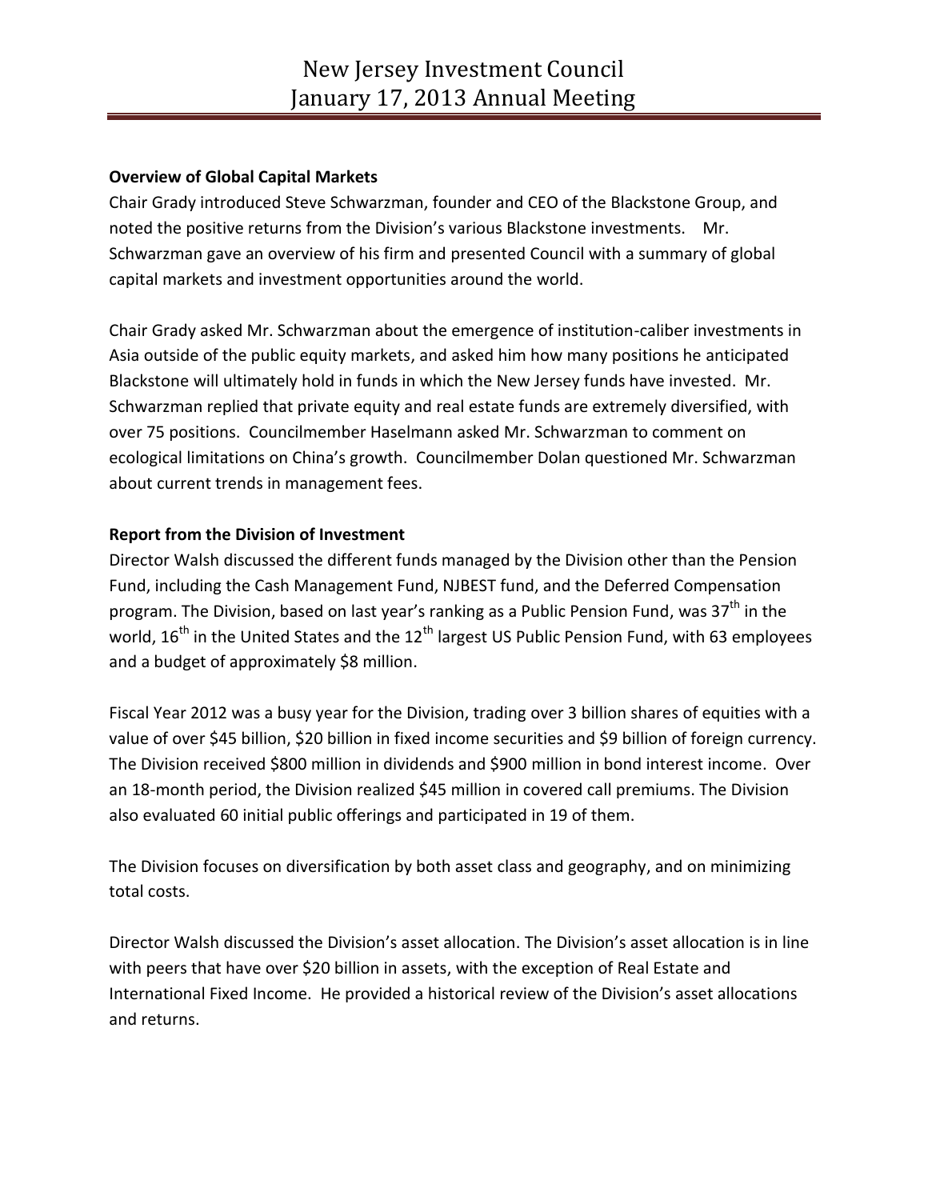## Overview of Global Capital Markets

Chair Grady introduced Steve Schwarzman, founder and CEO of the Blackstone Group, and noted the positive returns from the Division's various Blackstone investments. Mr. Schwarzman gave an overview of his firm and presented Council with a summary of global capital markets and investment opportunities around the world.

Chair Grady asked Mr. Schwarzman about the emergence of institution-caliber investments in Asia outside of the public equity markets, and asked him how many positions he anticipated Blackstone will ultimately hold in funds in which the New Jersey funds have invested. Mr. Schwarzman replied that private equity and real estate funds are extremely diversified, with over 75 positions. Councilmember Haselmann asked Mr. Schwarzman to comment on ecological limitations on China's growth. Councilmember Dolan questioned Mr. Schwarzman about current trends in management fees.

## Report from the Division of Investment

Director Walsh discussed the different funds managed by the Division other than the Pension Fund, including the Cash Management Fund, NJBEST fund, and the Deferred Compensation program. The Division, based on last year's ranking as a Public Pension Fund, was 37th in the world, 16th in the United States and the 12th largest US Public Pension Fund, with 63 employees and a budget of approximately $8 million.

Fiscal Year 2012 was a busy year for the Division, trading over 3 billion shares of equities with a value of over $45 billion, $20 billion in fixed income securities and $9 billion of foreign currency. The Division received $800 million in dividends and $900 million in bond interest income. Over an 18-month period, the Division realized $45 million in covered call premiums. The Division also evaluated 60 initial public offerings and participated in 19 of them.

The Division focuses on diversification by both asset class and geography, and on minimizing total costs.

Director Walsh discussed the Division's asset allocation. The Division's asset allocation is in line with peers that have over $20 billion in assets, with the exception of Real Estate and International Fixed Income. He provided a historical review of the Division's asset allocations and returns.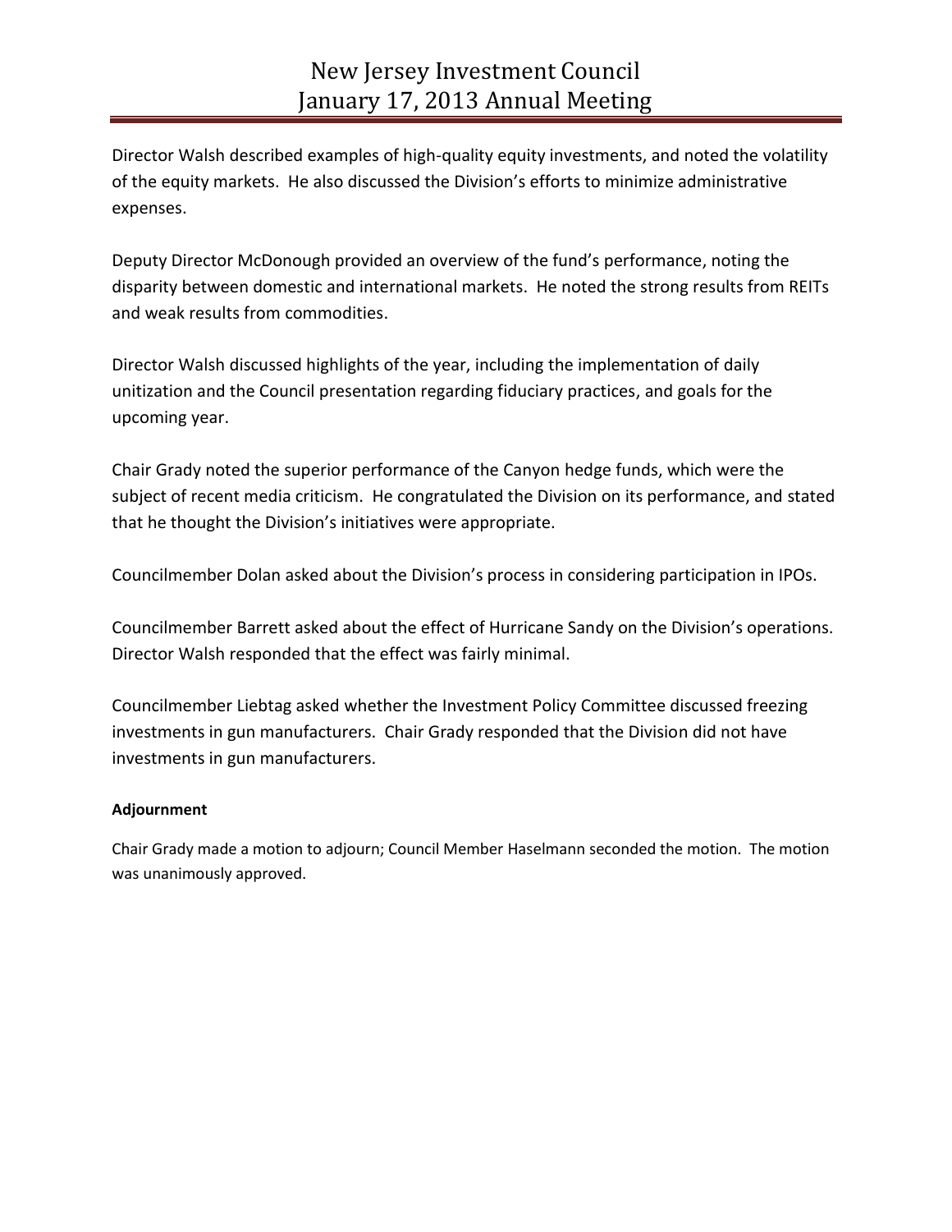Director Walsh described examples of high-quality equity investments, and noted the volatility of the equity markets. He also discussed the Division's efforts to minimize administrative expenses.

Deputy Director McDonough provided an overview of the fund's performance, noting the disparity between domestic and international markets. He noted the strong results from REITs and weak results from commodities.

Director Walsh discussed highlights of the year, including the implementation of daily unitization and the Council presentation regarding fiduciary practices, and goals for the upcoming year.

Chair Grady noted the superior performance of the Canyon hedge funds, which were the subject of recent media criticism. He congratulated the Division on its performance, and stated that he thought the Division's initiatives were appropriate.

Councilmember Dolan asked about the Division's process in considering participation in IPOs.

Councilmember Barrett asked about the effect of Hurricane Sandy on the Division's operations. Director Walsh responded that the effect was fairly minimal.

Councilmember Liebtag asked whether the Investment Policy Committee discussed freezing investments in gun manufacturers. Chair Grady responded that the Division did not have investments in gun manufacturers.

**Adjournment**

Chair Grady made a motion to adjourn; Council Member Haselmann seconded the motion. The motion was unanimously approved.